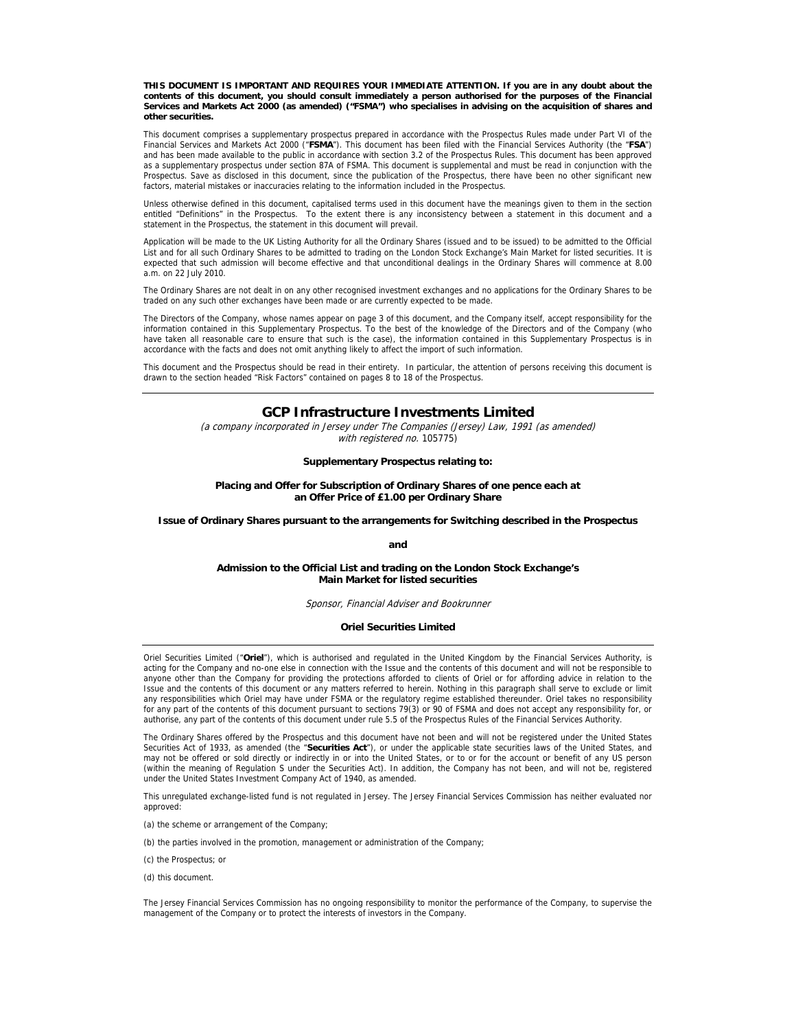**THIS DOCUMENT IS IMPORTANT AND REQUIRES YOUR IMMEDIATE ATTENTION. If you are in any doubt about the contents of this document, you should consult immediately a person authorised for the purposes of the Financial Services and Markets Act 2000 (as amended) ("FSMA") who specialises in advising on the acquisition of shares and other securities.**

This document comprises a supplementary prospectus prepared in accordance with the Prospectus Rules made under Part VI of the Financial Services and Markets Act 2000 ("**FSMA**"). This document has been filed with the Financial Services Authority (the "**FSA**") and has been made available to the public in accordance with section 3.2 of the Prospectus Rules. This document has been approved as a supplementary prospectus under section 87A of FSMA. This document is supplemental and must be read in conjunction with the Prospectus. Save as disclosed in this document, since the publication of the Prospectus, there have been no other significant new factors, material mistakes or inaccuracies relating to the information included in the Prospectus.

Unless otherwise defined in this document, capitalised terms used in this document have the meanings given to them in the section entitled "Definitions" in the Prospectus. To the extent there is any inconsistency between a statement in this document and a statement in the Prospectus, the statement in this document will prevail.

Application will be made to the UK Listing Authority for all the Ordinary Shares (issued and to be issued) to be admitted to the Official List and for all such Ordinary Shares to be admitted to trading on the London Stock Exchange's Main Market for listed securities. It is expected that such admission will become effective and that unconditional dealings in the Ordinary Shares will commence at 8.00 a.m. on 22 July 2010.

The Ordinary Shares are not dealt in on any other recognised investment exchanges and no applications for the Ordinary Shares to be traded on any such other exchanges have been made or are currently expected to be made.

The Directors of the Company, whose names appear on page 3 of this document, and the Company itself, accept responsibility for the information contained in this Supplementary Prospectus. To the best of the knowledge of the Directors and of the Company (who have taken all reasonable care to ensure that such is the case), the information contained in this Supplementary Prospectus is in accordance with the facts and does not omit anything likely to affect the import of such information.

This document and the Prospectus should be read in their entirety. In particular, the attention of persons receiving this document is drawn to the section headed "Risk Factors" contained on pages 8 to 18 of the Prospectus.

---

# GCP Infrastructure Investments Limited

*(a company incorporated in Jersey under The Companies (Jersey) Law, 1991 (as amended) with registered no.* 105775)

**Supplementary Prospectus relating to:**

**Placing and Offer for Subscription of Ordinary Shares of one pence each at an Offer Price of £1.00 per Ordinary Share**

**Issue of Ordinary Shares pursuant to the arrangements for Switching described in the Prospectus**

**and**

**Admission to the Official List and trading on the London Stock Exchange's Main Market for listed securities**

*Sponsor, Financial Adviser and Bookrunner*

**Oriel Securities Limited**

---

Oriel Securities Limited ("**Oriel**"), which is authorised and regulated in the United Kingdom by the Financial Services Authority, is acting for the Company and no-one else in connection with the Issue and the contents of this document and will not be responsible to anyone other than the Company for providing the protections afforded to clients of Oriel or for affording advice in relation to the Issue and the contents of this document or any matters referred to herein. Nothing in this paragraph shall serve to exclude or limit any responsibilities which Oriel may have under FSMA or the regulatory regime established thereunder. Oriel takes no responsibility for any part of the contents of this document pursuant to sections 79(3) or 90 of FSMA and does not accept any responsibility for, or authorise, any part of the contents of this document under rule 5.5 of the Prospectus Rules of the Financial Services Authority.

The Ordinary Shares offered by the Prospectus and this document have not been and will not be registered under the United States Securities Act of 1933, as amended (the "**Securities Act**"), or under the applicable state securities laws of the United States, and may not be offered or sold directly or indirectly in or into the United States, or to or for the account or benefit of any US person (within the meaning of Regulation S under the Securities Act). In addition, the Company has not been, and will not be, registered under the United States Investment Company Act of 1940, as amended.

This unregulated exchange-listed fund is not regulated in Jersey. The Jersey Financial Services Commission has neither evaluated nor approved:

(a) the scheme or arrangement of the Company;

(b) the parties involved in the promotion, management or administration of the Company;

(c) the Prospectus; or

(d) this document.

The Jersey Financial Services Commission has no ongoing responsibility to monitor the performance of the Company, to supervise the management of the Company or to protect the interests of investors in the Company.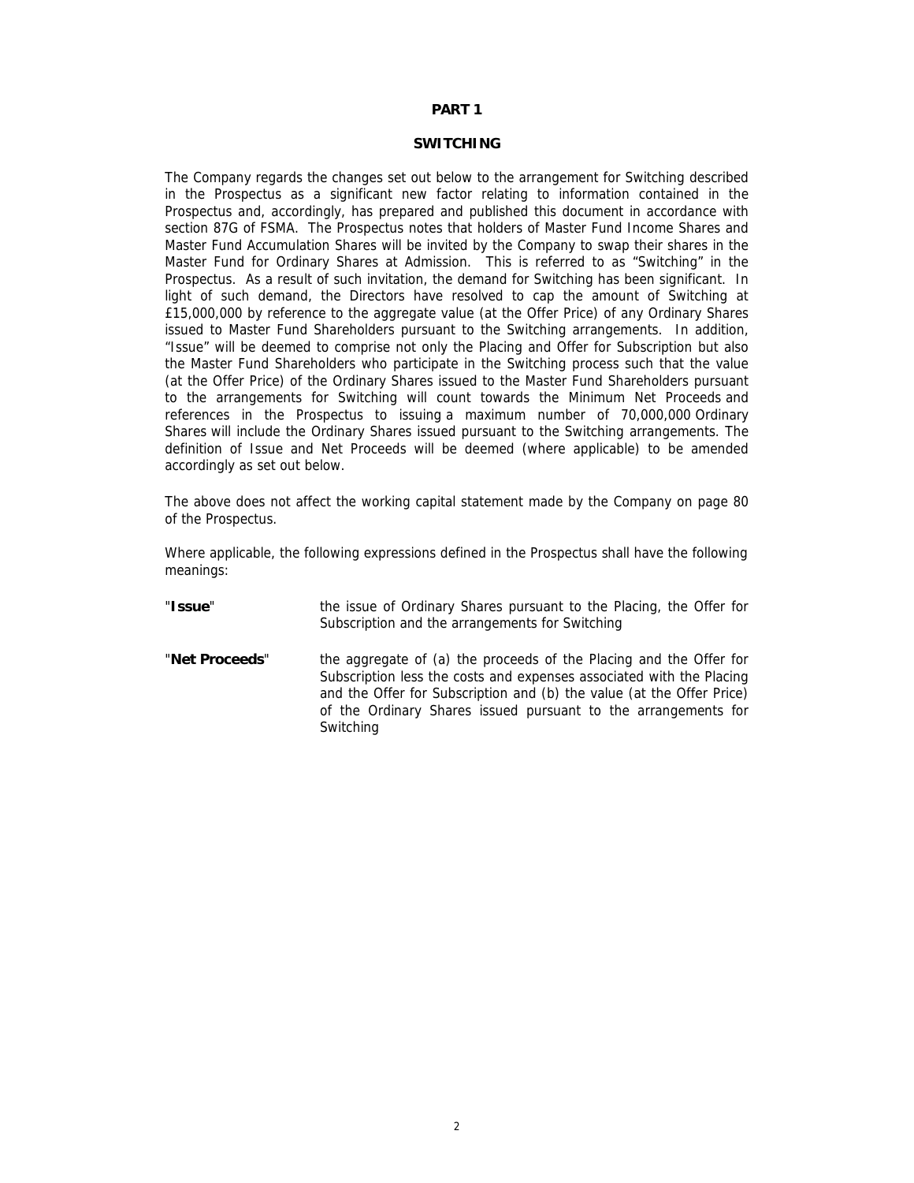# PART 1

## SWITCHING

The Company regards the changes set out below to the arrangement for Switching described in the Prospectus as a significant new factor relating to information contained in the Prospectus and, accordingly, has prepared and published this document in accordance with section 87G of FSMA. The Prospectus notes that holders of Master Fund Income Shares and Master Fund Accumulation Shares will be invited by the Company to swap their shares in the Master Fund for Ordinary Shares at Admission. This is referred to as "Switching" in the Prospectus. As a result of such invitation, the demand for Switching has been significant. In light of such demand, the Directors have resolved to cap the amount of Switching at £15,000,000 by reference to the aggregate value (at the Offer Price) of any Ordinary Shares issued to Master Fund Shareholders pursuant to the Switching arrangements. In addition, "Issue" will be deemed to comprise not only the Placing and Offer for Subscription but also the Master Fund Shareholders who participate in the Switching process such that the value (at the Offer Price) of the Ordinary Shares issued to the Master Fund Shareholders pursuant to the arrangements for Switching will count towards the Minimum Net Proceeds and references in the Prospectus to issuing a maximum number of 70,000,000 Ordinary Shares will include the Ordinary Shares issued pursuant to the Switching arrangements. The definition of Issue and Net Proceeds will be deemed (where applicable) to be amended accordingly as set out below.

The above does not affect the working capital statement made by the Company on page 80 of the Prospectus.

Where applicable, the following expressions defined in the Prospectus shall have the following meanings:

| | |
|---|---|
| "**Issue**" | the issue of Ordinary Shares pursuant to the Placing, the Offer for Subscription and the arrangements for Switching |
| "**Net Proceeds**" | the aggregate of (a) the proceeds of the Placing and the Offer for Subscription less the costs and expenses associated with the Placing and the Offer for Subscription and (b) the value (at the Offer Price) of the Ordinary Shares issued pursuant to the arrangements for Switching |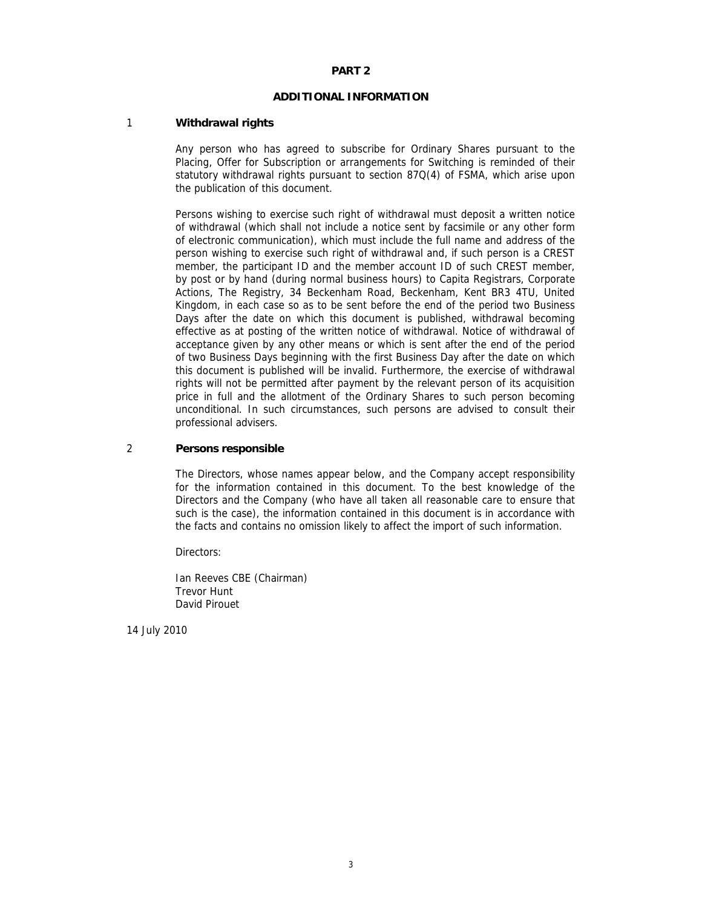# PART 2

## ADDITIONAL INFORMATION

### 1 Withdrawal rights

Any person who has agreed to subscribe for Ordinary Shares pursuant to the Placing, Offer for Subscription or arrangements for Switching is reminded of their statutory withdrawal rights pursuant to section 87Q(4) of FSMA, which arise upon the publication of this document.

Persons wishing to exercise such right of withdrawal must deposit a written notice of withdrawal (which shall not include a notice sent by facsimile or any other form of electronic communication), which must include the full name and address of the person wishing to exercise such right of withdrawal and, if such person is a CREST member, the participant ID and the member account ID of such CREST member, by post or by hand (during normal business hours) to Capita Registrars, Corporate Actions, The Registry, 34 Beckenham Road, Beckenham, Kent BR3 4TU, United Kingdom, in each case so as to be sent before the end of the period two Business Days after the date on which this document is published, withdrawal becoming effective as at posting of the written notice of withdrawal. Notice of withdrawal of acceptance given by any other means or which is sent after the end of the period of two Business Days beginning with the first Business Day after the date on which this document is published will be invalid. Furthermore, the exercise of withdrawal rights will not be permitted after payment by the relevant person of its acquisition price in full and the allotment of the Ordinary Shares to such person becoming unconditional. In such circumstances, such persons are advised to consult their professional advisers.

### 2 Persons responsible

The Directors, whose names appear below, and the Company accept responsibility for the information contained in this document. To the best knowledge of the Directors and the Company (who have all taken all reasonable care to ensure that such is the case), the information contained in this document is in accordance with the facts and contains no omission likely to affect the import of such information.

Directors:

Ian Reeves CBE (Chairman)
Trevor Hunt
David Pirouet

14 July 2010